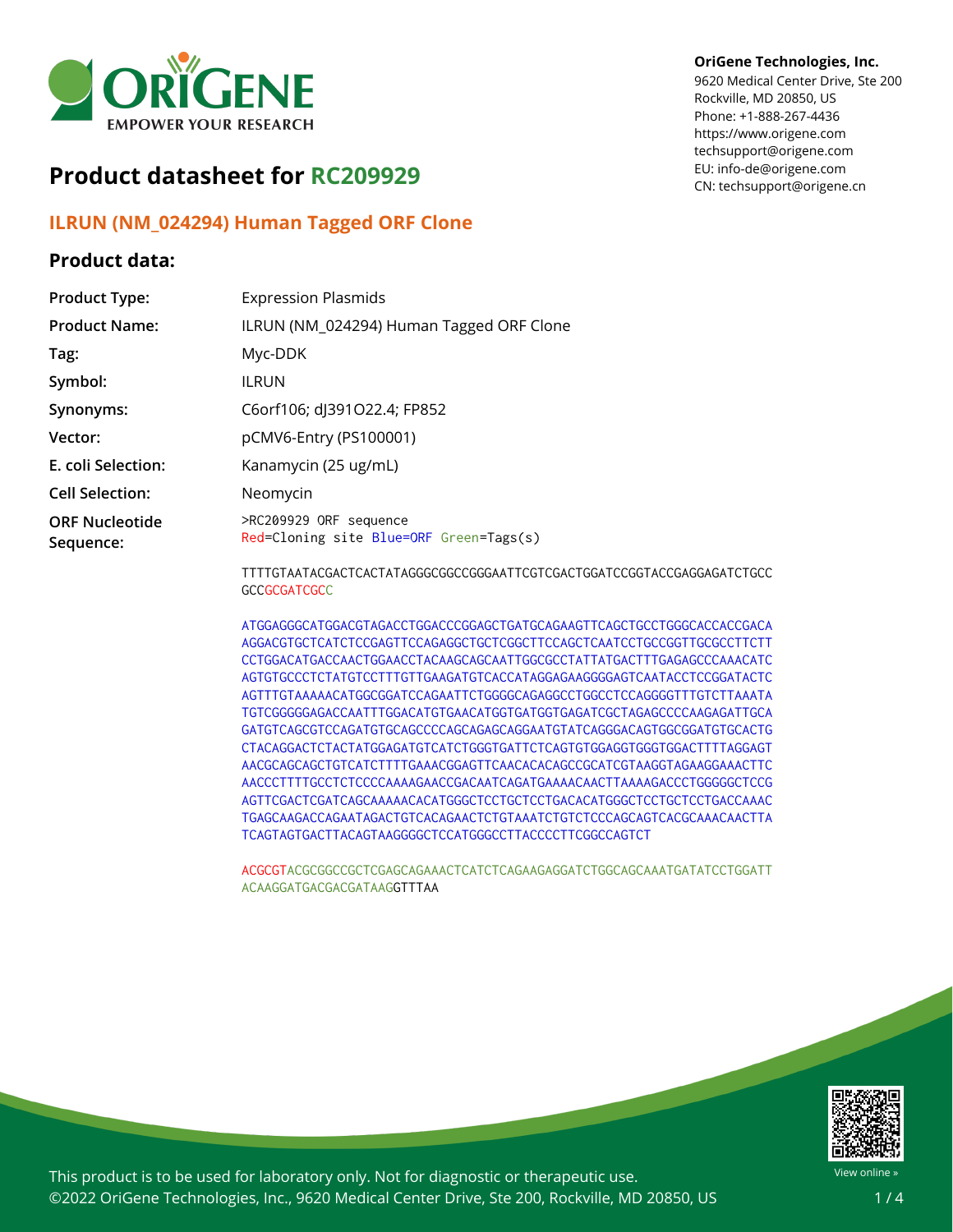**OriGene Technologies, Inc.**
9620 Medical Center Drive, Ste 200
Rockville, MD 20850, US
Phone: +1-888-267-4436
https://www.origene.com
techsupport@origene.com
EU: info-de@origene.com
CN: techsupport@origene.cn

# Product datasheet for RC209929

## ILRUN (NM_024294) Human Tagged ORF Clone

### Product data:

| | |
|---|---|
| **Product Type:** | Expression Plasmids |
| **Product Name:** | ILRUN (NM_024294) Human Tagged ORF Clone |
| **Tag:** | Myc-DDK |
| **Symbol:** | ILRUN |
| **Synonyms:** | C6orf106; dJ391O22.4; FP852 |
| **Vector:** | pCMV6-Entry (PS100001) |
| **E. coli Selection:** | Kanamycin (25 ug/mL) |
| **Cell Selection:** | Neomycin |
| **ORF Nucleotide Sequence:** | >RC209929 ORF sequence<br>Red=Cloning site Blue=ORF Green=Tags(s) |

```
TTTTGTAATACGACTCACTATAGGGCGGCCGGGAATTCGTCGACTGGATCCGGTACCGAGGAGATCTGCC
GCCGCGATCGCC

ATGGAGGGCATGGACGTAGACCTGGACCCGGAGCTGATGCAGAAGTTCAGCTGCCTGGGCACCACCGACA
AGGACGTGCTCATCTCCGAGTTCCAGAGGCTGCTCGGCTTCCAGCTCAATCCTGCCGGTTGCGCCTTCTT
CCTGGACATGACCAACTGGAACCTACAAGCAGCAATTGGCGCCTATTATGACTTTGAGAGCCCAAACATC
AGTGTGCCCTCTATGTCCTTTGTTGAAGATGTCACCATAGGAGAAGGGGAGTCAATACCTCCGGATACTC
AGTTTGTAAAAACATGGCGGATCCAGAATTCTGGGGCAGAGGCCTGGCCTCCAGGGGTTTGTCTTAAATA
TGTCGGGGGAGACCAATTTGGACATGTGAACATGGTGATGGTGAGATCGCTAGAGCCCCAAGAGATTGCA
GATGTCAGCGTCCAGATGTGCAGCCCCAGCAGAGCAGGAATGTATCAGGGACAGTGGCGGATGTGCACTG
CTACAGGACTCTACTATGGAGATGTCATCTGGGTGATTCTCAGTGTGGAGGTGGGTGGACTTTTAGGAGT
AACGCAGCAGCTGTCATCTTTTGAAACGGAGTTCAACACACAGCCGCATCGTAAGGTAGAAGGAAACTTC
AACCCTTTTGCCTCTCCCCAAAAGAACCGACAATCAGATGAAAACAACTTAAAAGACCCTGGGGGCTCCG
AGTTCGACTCGATCAGCAAAAACACATGGGCTCCTGCTCCTGACACATGGGCTCCTGCTCCTGACCAAAC
TGAGCAAGACCAGAATAGACTGTCACAGAACTCTGTAAATCTGTCTCCCAGCAGTCACGCAAACAACTTA
TCAGTAGTGACTTACAGTAAGGGGCTCCATGGGCCTTACCCCTTCGGCCAGTCT

ACGCGTACGCGGCCGCTCGAGCAGAAACTCATCTCAGAAGAGGATCTGGCAGCAAATGATATCCTGGATT
ACAAGGATGACGACGATAAGGTTTAA
```

This product is to be used for laboratory only. Not for diagnostic or therapeutic use.
©2022 OriGene Technologies, Inc., 9620 Medical Center Drive, Ste 200, Rockville, MD 20850, US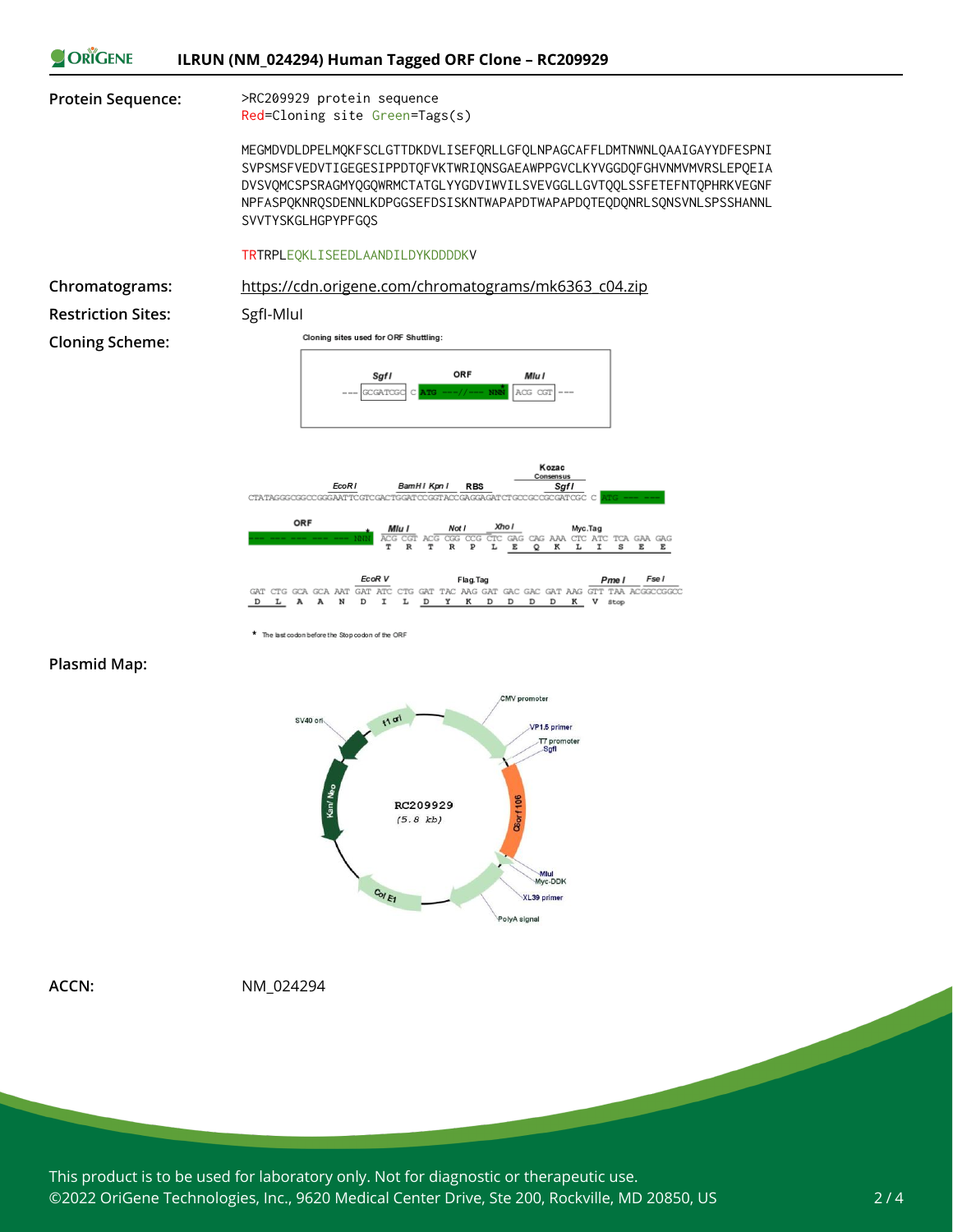# ILRUN (NM_024294) Human Tagged ORF Clone – RC209929

**Protein Sequence:**

```
>RC209929 protein sequence
Red=Cloning site Green=Tags(s)

MEGMDVDLDPELMQKFSCLGTTDKDVLISEFQRLLGFQLNPAGCAFFLDMTNWNLQAAIGAYYDFESPNI
SVPSMSFVEDVTIGEGESIPPDTQFVKTWRIQNSGAEAWPPGVCLKYVGGDQFGHVNMVMVRSLEPQEIA
DVSVQMCSPSRAGMYQGQWRMCTATGLYYGDVIWVILSVEVGGLLGVTQQLSSFETEFNTQPHRKVEGNF
NPFASPQKNRQSDENNLKDPGGSEFDSISKNTWAPAPDTWAPAPDQTEQDQNRLSQNSVNLSPSSHANNL
SVVTYSKGLHGPYPFGQS

TRTRPLEQKLISEEDLAANDILDYKDDDDKV
```

**Chromatograms:** https://cdn.origene.com/chromatograms/mk6363_c04.zip

**Restriction Sites:** SgfI-MluI

**Cloning Scheme:**

Cloning sites used for ORF Shuttling:

--- SgfI GCGATCGC C ATG ---//--- NNN* MluI ACG CGT ---

```
                       EcoR I        BamH I Kpn I    RBS      Kozac Consensus  Sgf I
CTATAGGGCGGCCGGGAATTCGTCGACTGGATCCGGTACCGAGGAGATCTGCCGCCGCGATCGCC C ATG --- ---

ORF                      Mlu I       Not I      Xho I          Myc.Tag
--- --- --- --- --- NNN* ACG CGT ACG CGG CCG CTC GAG CAG AAA CTC ATC TCA GAA GAG
                          T   R   T   R   P   L   E   Q   K   L   I   S   E   E

                    EcoR V               Flag.Tag                    Pme I   Fse I
GAT CTG GCA GCA AAT GAT ATC CTG GAT TAC AAG GAT GAC GAC GAT AAG GTT TAA ACGGCCGGCC
 D   L   A   A   N   D   I   L   D   Y   K   D   D   D   D   K   V  Stop
```

\* The last codon before the Stop codon of the ORF

**Plasmid Map:**

RC209929 (5.8 kb): CMV promoter, VP1.5 primer, T7 promoter, SgfI, C9orf106, MluI, Myc-DDK, XL39 primer, PolyA signal, Col E1, Kan/Neo, SV40 ori, f1 ori

**ACCN:** NM_024294

This product is to be used for laboratory only. Not for diagnostic or therapeutic use.
©2022 OriGene Technologies, Inc., 9620 Medical Center Drive, Ste 200, Rockville, MD 20850, US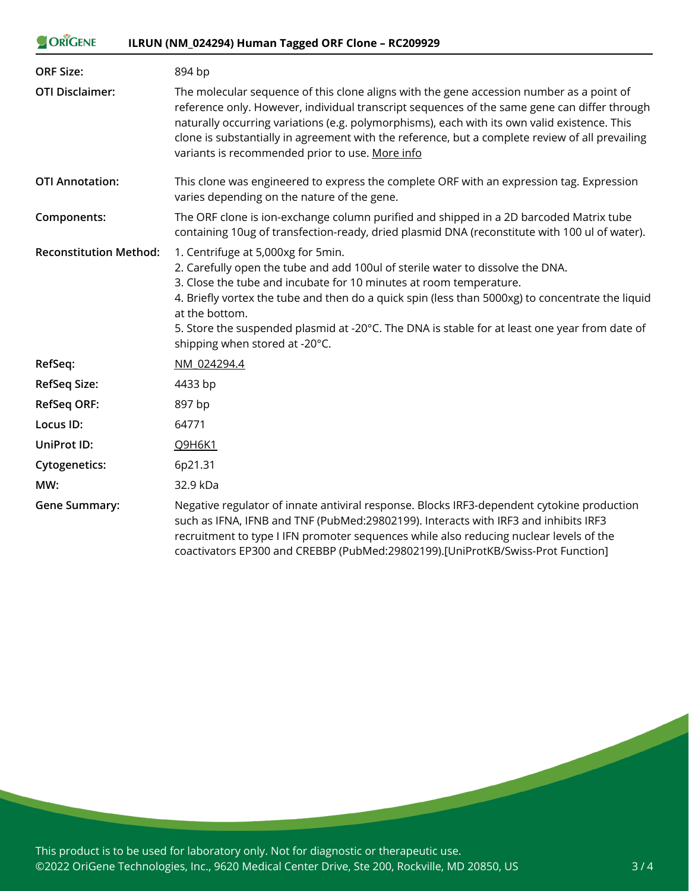| | |
|---|---|
| **ORF Size:** | 894 bp |
| **OTI Disclaimer:** | The molecular sequence of this clone aligns with the gene accession number as a point of reference only. However, individual transcript sequences of the same gene can differ through naturally occurring variations (e.g. polymorphisms), each with its own valid existence. This clone is substantially in agreement with the reference, but a complete review of all prevailing variants is recommended prior to use. More info |
| **OTI Annotation:** | This clone was engineered to express the complete ORF with an expression tag. Expression varies depending on the nature of the gene. |
| **Components:** | The ORF clone is ion-exchange column purified and shipped in a 2D barcoded Matrix tube containing 10ug of transfection-ready, dried plasmid DNA (reconstitute with 100 ul of water). |
| **Reconstitution Method:** | 1. Centrifuge at 5,000xg for 5min.<br>2. Carefully open the tube and add 100ul of sterile water to dissolve the DNA.<br>3. Close the tube and incubate for 10 minutes at room temperature.<br>4. Briefly vortex the tube and then do a quick spin (less than 5000xg) to concentrate the liquid at the bottom.<br>5. Store the suspended plasmid at -20°C. The DNA is stable for at least one year from date of shipping when stored at -20°C. |
| **RefSeq:** | NM_024294.4 |
| **RefSeq Size:** | 4433 bp |
| **RefSeq ORF:** | 897 bp |
| **Locus ID:** | 64771 |
| **UniProt ID:** | Q9H6K1 |
| **Cytogenetics:** | 6p21.31 |
| **MW:** | 32.9 kDa |
| **Gene Summary:** | Negative regulator of innate antiviral response. Blocks IRF3-dependent cytokine production such as IFNA, IFNB and TNF (PubMed:29802199). Interacts with IRF3 and inhibits IRF3 recruitment to type I IFN promoter sequences while also reducing nuclear levels of the coactivators EP300 and CREBBP (PubMed:29802199).[UniProtKB/Swiss-Prot Function] |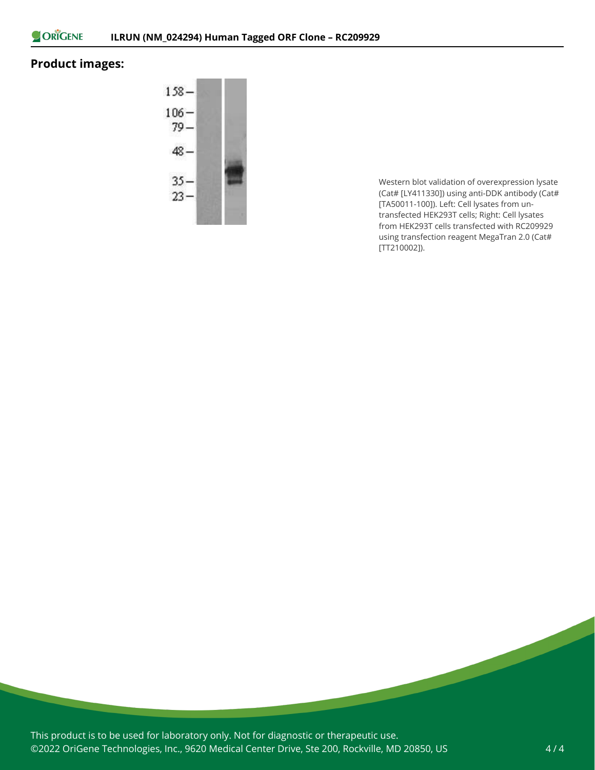## Product images:

158 —
106 —
79 —
48 —
35 —
23 —

Western blot validation of overexpression lysate (Cat# [LY411330]) using anti-DDK antibody (Cat# [TA50011-100]). Left: Cell lysates from un-transfected HEK293T cells; Right: Cell lysates from HEK293T cells transfected with RC209929 using transfection reagent MegaTran 2.0 (Cat# [TT210002]).

This product is to be used for laboratory only. Not for diagnostic or therapeutic use.
©2022 OriGene Technologies, Inc., 9620 Medical Center Drive, Ste 200, Rockville, MD 20850, US